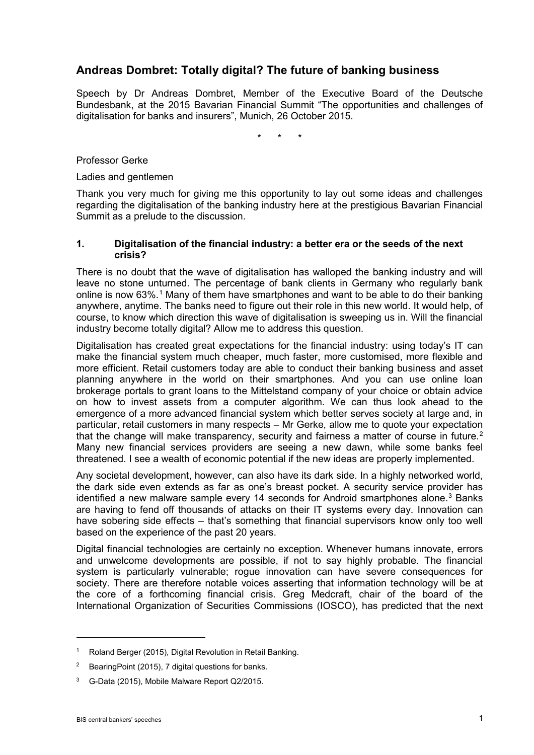# Andreas Dombret: Totally digital? The future of banking business

Speech by Dr Andreas Dombret, Member of the Executive Board of the Deutsche Bundesbank, at the 2015 Bavarian Financial Summit "The opportunities and challenges of digitalisation for banks and insurers", Munich, 26 October 2015.

\* \* \*

Professor Gerke

Ladies and gentlemen

Thank you very much for giving me this opportunity to lay out some ideas and challenges regarding the digitalisation of the banking industry here at the prestigious Bavarian Financial Summit as a prelude to the discussion.

## 1. Digitalisation of the financial industry: a better era or the seeds of the next crisis?

There is no doubt that the wave of digitalisation has walloped the banking industry and will leave no stone unturned. The percentage of bank clients in Germany who regularly bank online is now 63%.[1] Many of them have smartphones and want to be able to do their banking anywhere, anytime. The banks need to figure out their role in this new world. It would help, of course, to know which direction this wave of digitalisation is sweeping us in. Will the financial industry become totally digital? Allow me to address this question.

Digitalisation has created great expectations for the financial industry: using today's IT can make the financial system much cheaper, much faster, more customised, more flexible and more efficient. Retail customers today are able to conduct their banking business and asset planning anywhere in the world on their smartphones. And you can use online loan brokerage portals to grant loans to the Mittelstand company of your choice or obtain advice on how to invest assets from a computer algorithm. We can thus look ahead to the emergence of a more advanced financial system which better serves society at large and, in particular, retail customers in many respects – Mr Gerke, allow me to quote your expectation that the change will make transparency, security and fairness a matter of course in future.[2] Many new financial services providers are seeing a new dawn, while some banks feel threatened. I see a wealth of economic potential if the new ideas are properly implemented.

Any societal development, however, can also have its dark side. In a highly networked world, the dark side even extends as far as one's breast pocket. A security service provider has identified a new malware sample every 14 seconds for Android smartphones alone.[3] Banks are having to fend off thousands of attacks on their IT systems every day. Innovation can have sobering side effects – that's something that financial supervisors know only too well based on the experience of the past 20 years.

Digital financial technologies are certainly no exception. Whenever humans innovate, errors and unwelcome developments are possible, if not to say highly probable. The financial system is particularly vulnerable; rogue innovation can have severe consequences for society. There are therefore notable voices asserting that information technology will be at the core of a forthcoming financial crisis. Greg Medcraft, chair of the board of the International Organization of Securities Commissions (IOSCO), has predicted that the next

---

[1] Roland Berger (2015), Digital Revolution in Retail Banking.

[2] BearingPoint (2015), 7 digital questions for banks.

[3] G-Data (2015), Mobile Malware Report Q2/2015.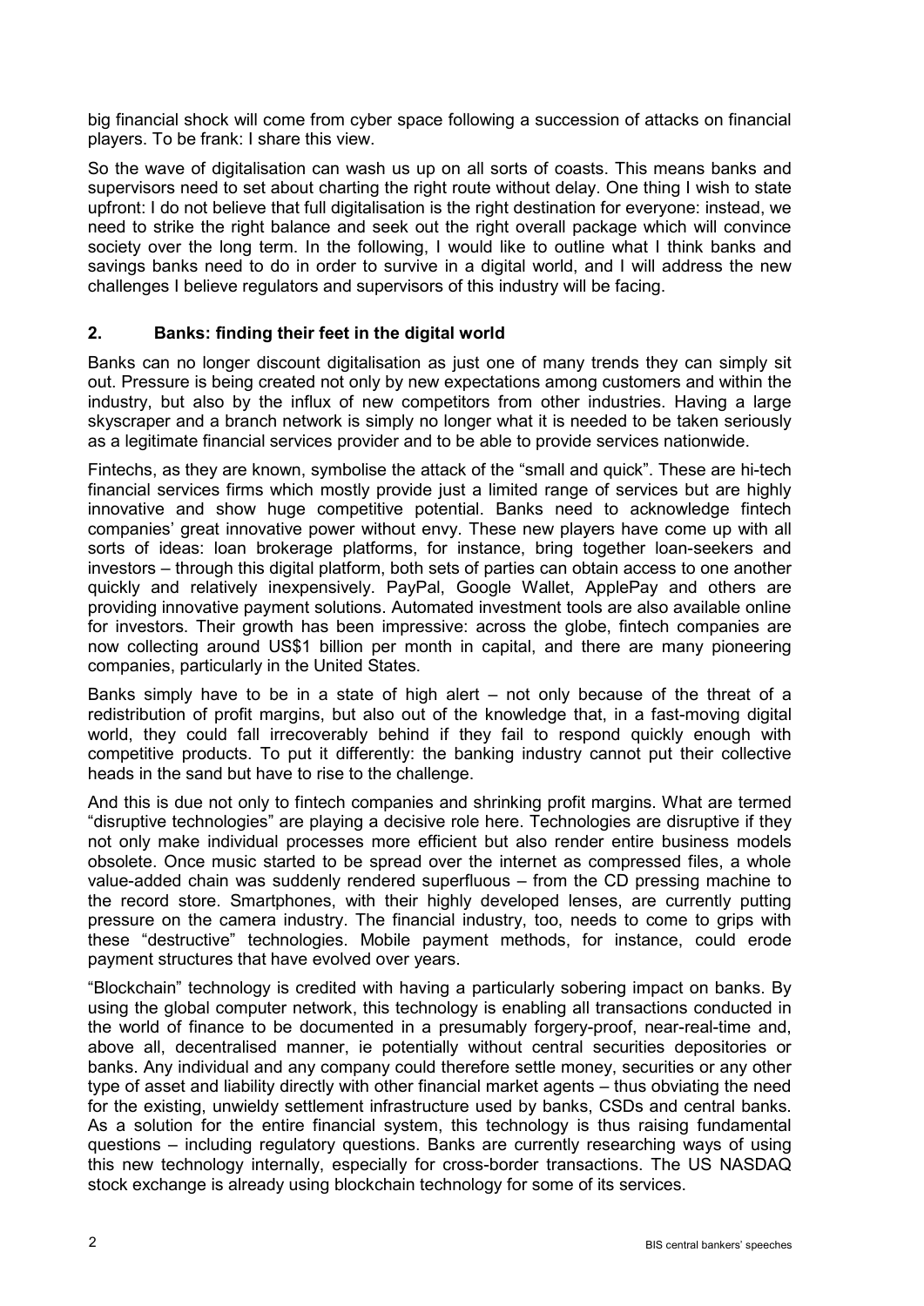big financial shock will come from cyber space following a succession of attacks on financial players. To be frank: I share this view.

So the wave of digitalisation can wash us up on all sorts of coasts. This means banks and supervisors need to set about charting the right route without delay. One thing I wish to state upfront: I do not believe that full digitalisation is the right destination for everyone: instead, we need to strike the right balance and seek out the right overall package which will convince society over the long term. In the following, I would like to outline what I think banks and savings banks need to do in order to survive in a digital world, and I will address the new challenges I believe regulators and supervisors of this industry will be facing.

## 2. Banks: finding their feet in the digital world

Banks can no longer discount digitalisation as just one of many trends they can simply sit out. Pressure is being created not only by new expectations among customers and within the industry, but also by the influx of new competitors from other industries. Having a large skyscraper and a branch network is simply no longer what it is needed to be taken seriously as a legitimate financial services provider and to be able to provide services nationwide.

Fintechs, as they are known, symbolise the attack of the "small and quick". These are hi-tech financial services firms which mostly provide just a limited range of services but are highly innovative and show huge competitive potential. Banks need to acknowledge fintech companies' great innovative power without envy. These new players have come up with all sorts of ideas: loan brokerage platforms, for instance, bring together loan-seekers and investors – through this digital platform, both sets of parties can obtain access to one another quickly and relatively inexpensively. PayPal, Google Wallet, ApplePay and others are providing innovative payment solutions. Automated investment tools are also available online for investors. Their growth has been impressive: across the globe, fintech companies are now collecting around US$1 billion per month in capital, and there are many pioneering companies, particularly in the United States.

Banks simply have to be in a state of high alert – not only because of the threat of a redistribution of profit margins, but also out of the knowledge that, in a fast-moving digital world, they could fall irrecoverably behind if they fail to respond quickly enough with competitive products. To put it differently: the banking industry cannot put their collective heads in the sand but have to rise to the challenge.

And this is due not only to fintech companies and shrinking profit margins. What are termed "disruptive technologies" are playing a decisive role here. Technologies are disruptive if they not only make individual processes more efficient but also render entire business models obsolete. Once music started to be spread over the internet as compressed files, a whole value-added chain was suddenly rendered superfluous – from the CD pressing machine to the record store. Smartphones, with their highly developed lenses, are currently putting pressure on the camera industry. The financial industry, too, needs to come to grips with these "destructive" technologies. Mobile payment methods, for instance, could erode payment structures that have evolved over years.

"Blockchain" technology is credited with having a particularly sobering impact on banks. By using the global computer network, this technology is enabling all transactions conducted in the world of finance to be documented in a presumably forgery-proof, near-real-time and, above all, decentralised manner, ie potentially without central securities depositories or banks. Any individual and any company could therefore settle money, securities or any other type of asset and liability directly with other financial market agents – thus obviating the need for the existing, unwieldy settlement infrastructure used by banks, CSDs and central banks. As a solution for the entire financial system, this technology is thus raising fundamental questions – including regulatory questions. Banks are currently researching ways of using this new technology internally, especially for cross-border transactions. The US NASDAQ stock exchange is already using blockchain technology for some of its services.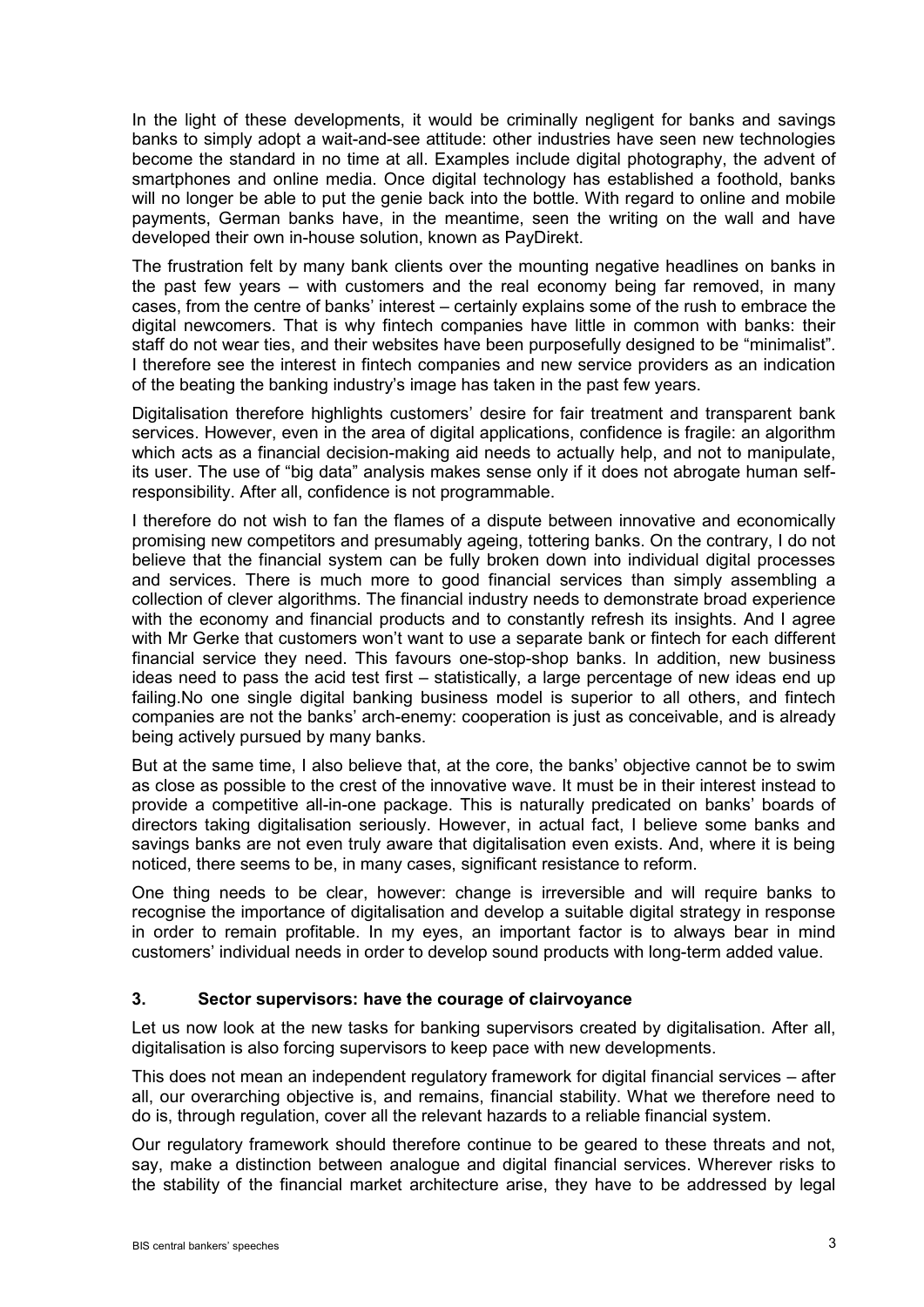In the light of these developments, it would be criminally negligent for banks and savings banks to simply adopt a wait-and-see attitude: other industries have seen new technologies become the standard in no time at all. Examples include digital photography, the advent of smartphones and online media. Once digital technology has established a foothold, banks will no longer be able to put the genie back into the bottle. With regard to online and mobile payments, German banks have, in the meantime, seen the writing on the wall and have developed their own in-house solution, known as PayDirekt.

The frustration felt by many bank clients over the mounting negative headlines on banks in the past few years – with customers and the real economy being far removed, in many cases, from the centre of banks' interest – certainly explains some of the rush to embrace the digital newcomers. That is why fintech companies have little in common with banks: their staff do not wear ties, and their websites have been purposefully designed to be "minimalist". I therefore see the interest in fintech companies and new service providers as an indication of the beating the banking industry's image has taken in the past few years.

Digitalisation therefore highlights customers' desire for fair treatment and transparent bank services. However, even in the area of digital applications, confidence is fragile: an algorithm which acts as a financial decision-making aid needs to actually help, and not to manipulate, its user. The use of "big data" analysis makes sense only if it does not abrogate human self-responsibility. After all, confidence is not programmable.

I therefore do not wish to fan the flames of a dispute between innovative and economically promising new competitors and presumably ageing, tottering banks. On the contrary, I do not believe that the financial system can be fully broken down into individual digital processes and services. There is much more to good financial services than simply assembling a collection of clever algorithms. The financial industry needs to demonstrate broad experience with the economy and financial products and to constantly refresh its insights. And I agree with Mr Gerke that customers won't want to use a separate bank or fintech for each different financial service they need. This favours one-stop-shop banks. In addition, new business ideas need to pass the acid test first – statistically, a large percentage of new ideas end up failing.No one single digital banking business model is superior to all others, and fintech companies are not the banks' arch-enemy: cooperation is just as conceivable, and is already being actively pursued by many banks.

But at the same time, I also believe that, at the core, the banks' objective cannot be to swim as close as possible to the crest of the innovative wave. It must be in their interest instead to provide a competitive all-in-one package. This is naturally predicated on banks' boards of directors taking digitalisation seriously. However, in actual fact, I believe some banks and savings banks are not even truly aware that digitalisation even exists. And, where it is being noticed, there seems to be, in many cases, significant resistance to reform.

One thing needs to be clear, however: change is irreversible and will require banks to recognise the importance of digitalisation and develop a suitable digital strategy in response in order to remain profitable. In my eyes, an important factor is to always bear in mind customers' individual needs in order to develop sound products with long-term added value.

### 3. Sector supervisors: have the courage of clairvoyance

Let us now look at the new tasks for banking supervisors created by digitalisation. After all, digitalisation is also forcing supervisors to keep pace with new developments.

This does not mean an independent regulatory framework for digital financial services – after all, our overarching objective is, and remains, financial stability. What we therefore need to do is, through regulation, cover all the relevant hazards to a reliable financial system.

Our regulatory framework should therefore continue to be geared to these threats and not, say, make a distinction between analogue and digital financial services. Wherever risks to the stability of the financial market architecture arise, they have to be addressed by legal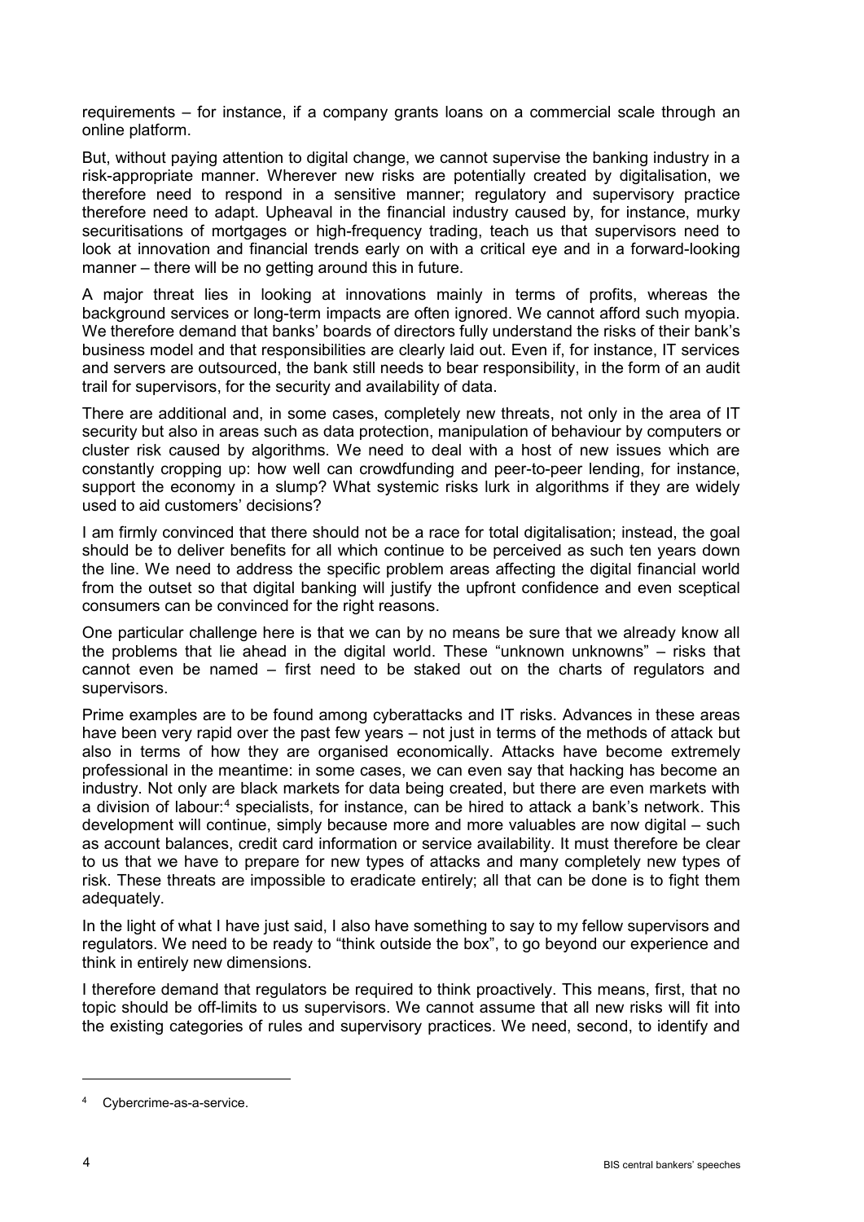requirements – for instance, if a company grants loans on a commercial scale through an online platform.

But, without paying attention to digital change, we cannot supervise the banking industry in a risk-appropriate manner. Wherever new risks are potentially created by digitalisation, we therefore need to respond in a sensitive manner; regulatory and supervisory practice therefore need to adapt. Upheaval in the financial industry caused by, for instance, murky securitisations of mortgages or high-frequency trading, teach us that supervisors need to look at innovation and financial trends early on with a critical eye and in a forward-looking manner – there will be no getting around this in future.

A major threat lies in looking at innovations mainly in terms of profits, whereas the background services or long-term impacts are often ignored. We cannot afford such myopia. We therefore demand that banks' boards of directors fully understand the risks of their bank's business model and that responsibilities are clearly laid out. Even if, for instance, IT services and servers are outsourced, the bank still needs to bear responsibility, in the form of an audit trail for supervisors, for the security and availability of data.

There are additional and, in some cases, completely new threats, not only in the area of IT security but also in areas such as data protection, manipulation of behaviour by computers or cluster risk caused by algorithms. We need to deal with a host of new issues which are constantly cropping up: how well can crowdfunding and peer-to-peer lending, for instance, support the economy in a slump? What systemic risks lurk in algorithms if they are widely used to aid customers' decisions?

I am firmly convinced that there should not be a race for total digitalisation; instead, the goal should be to deliver benefits for all which continue to be perceived as such ten years down the line. We need to address the specific problem areas affecting the digital financial world from the outset so that digital banking will justify the upfront confidence and even sceptical consumers can be convinced for the right reasons.

One particular challenge here is that we can by no means be sure that we already know all the problems that lie ahead in the digital world. These "unknown unknowns" – risks that cannot even be named – first need to be staked out on the charts of regulators and supervisors.

Prime examples are to be found among cyberattacks and IT risks. Advances in these areas have been very rapid over the past few years – not just in terms of the methods of attack but also in terms of how they are organised economically. Attacks have become extremely professional in the meantime: in some cases, we can even say that hacking has become an industry. Not only are black markets for data being created, but there are even markets with a division of labour:[4] specialists, for instance, can be hired to attack a bank's network. This development will continue, simply because more and more valuables are now digital – such as account balances, credit card information or service availability. It must therefore be clear to us that we have to prepare for new types of attacks and many completely new types of risk. These threats are impossible to eradicate entirely; all that can be done is to fight them adequately.

In the light of what I have just said, I also have something to say to my fellow supervisors and regulators. We need to be ready to "think outside the box", to go beyond our experience and think in entirely new dimensions.

I therefore demand that regulators be required to think proactively. This means, first, that no topic should be off-limits to us supervisors. We cannot assume that all new risks will fit into the existing categories of rules and supervisory practices. We need, second, to identify and

---

[4] Cybercrime-as-a-service.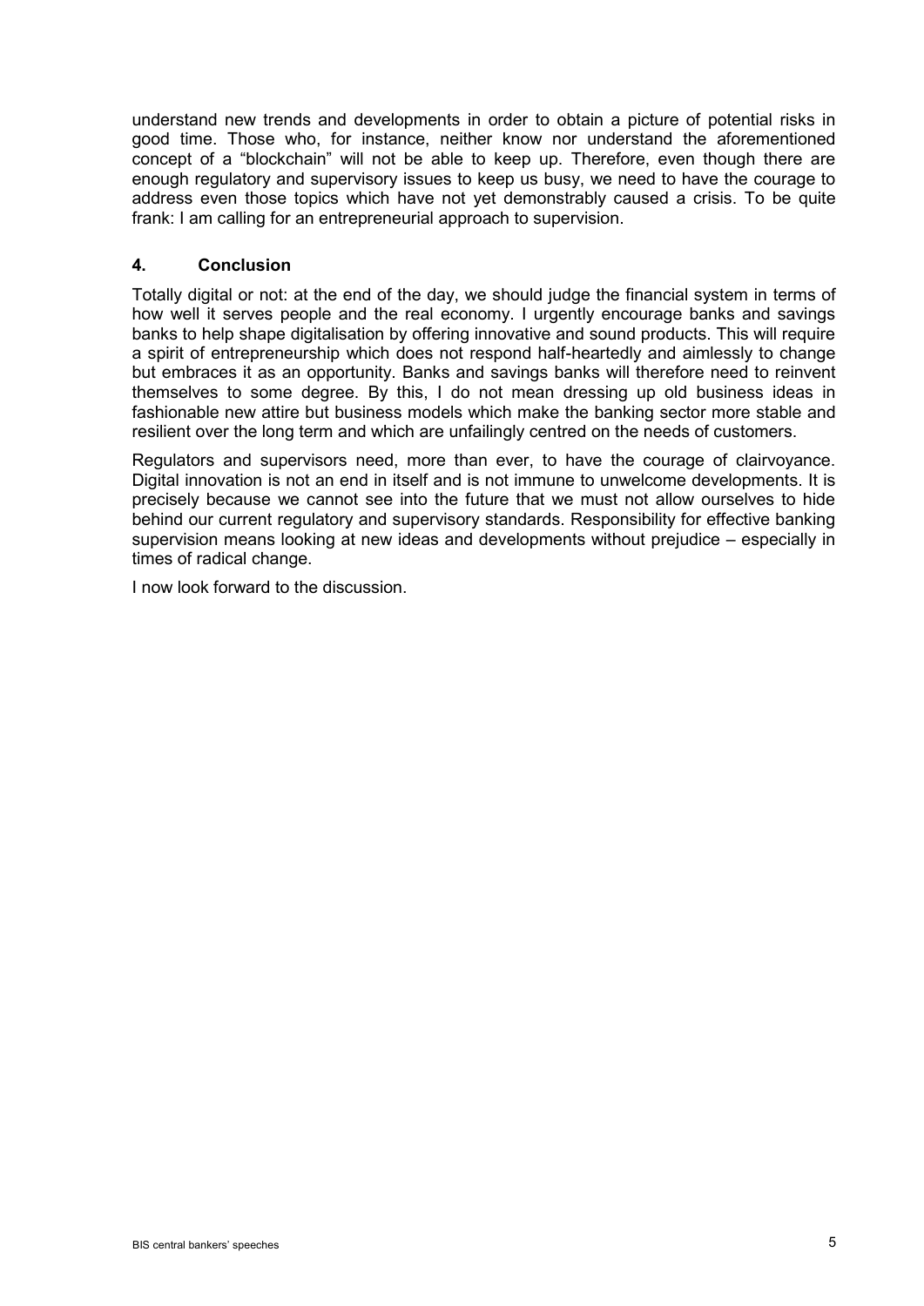understand new trends and developments in order to obtain a picture of potential risks in good time. Those who, for instance, neither know nor understand the aforementioned concept of a "blockchain" will not be able to keep up. Therefore, even though there are enough regulatory and supervisory issues to keep us busy, we need to have the courage to address even those topics which have not yet demonstrably caused a crisis. To be quite frank: I am calling for an entrepreneurial approach to supervision.

## 4. Conclusion

Totally digital or not: at the end of the day, we should judge the financial system in terms of how well it serves people and the real economy. I urgently encourage banks and savings banks to help shape digitalisation by offering innovative and sound products. This will require a spirit of entrepreneurship which does not respond half-heartedly and aimlessly to change but embraces it as an opportunity. Banks and savings banks will therefore need to reinvent themselves to some degree. By this, I do not mean dressing up old business ideas in fashionable new attire but business models which make the banking sector more stable and resilient over the long term and which are unfailingly centred on the needs of customers.

Regulators and supervisors need, more than ever, to have the courage of clairvoyance. Digital innovation is not an end in itself and is not immune to unwelcome developments. It is precisely because we cannot see into the future that we must not allow ourselves to hide behind our current regulatory and supervisory standards. Responsibility for effective banking supervision means looking at new ideas and developments without prejudice – especially in times of radical change.

I now look forward to the discussion.